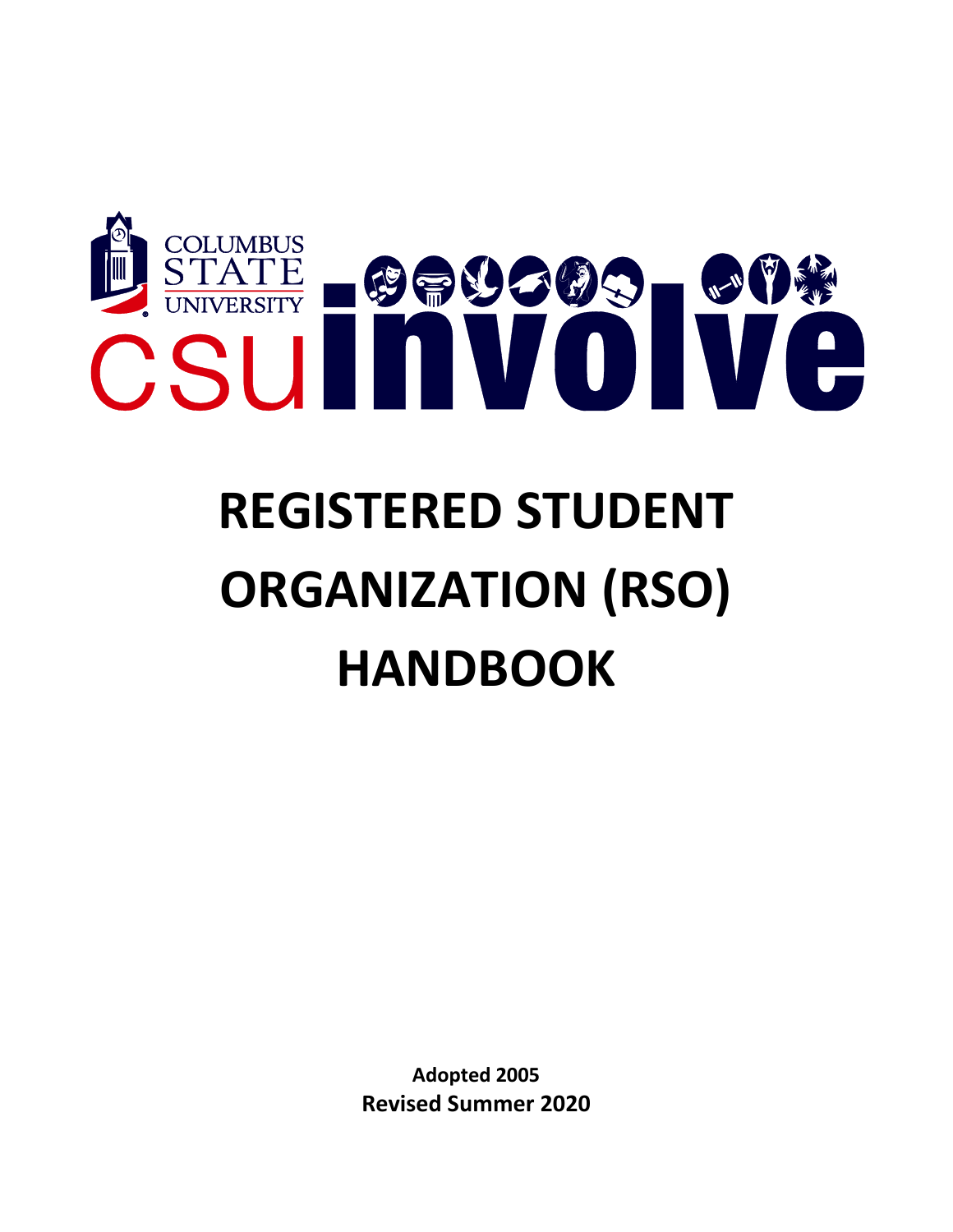COLUMBUS STATE UNIVERSITY

CSU involve

# REGISTERED STUDENT ORGANIZATION (RSO) HANDBOOK

**Adopted 2005**
**Revised Summer 2020**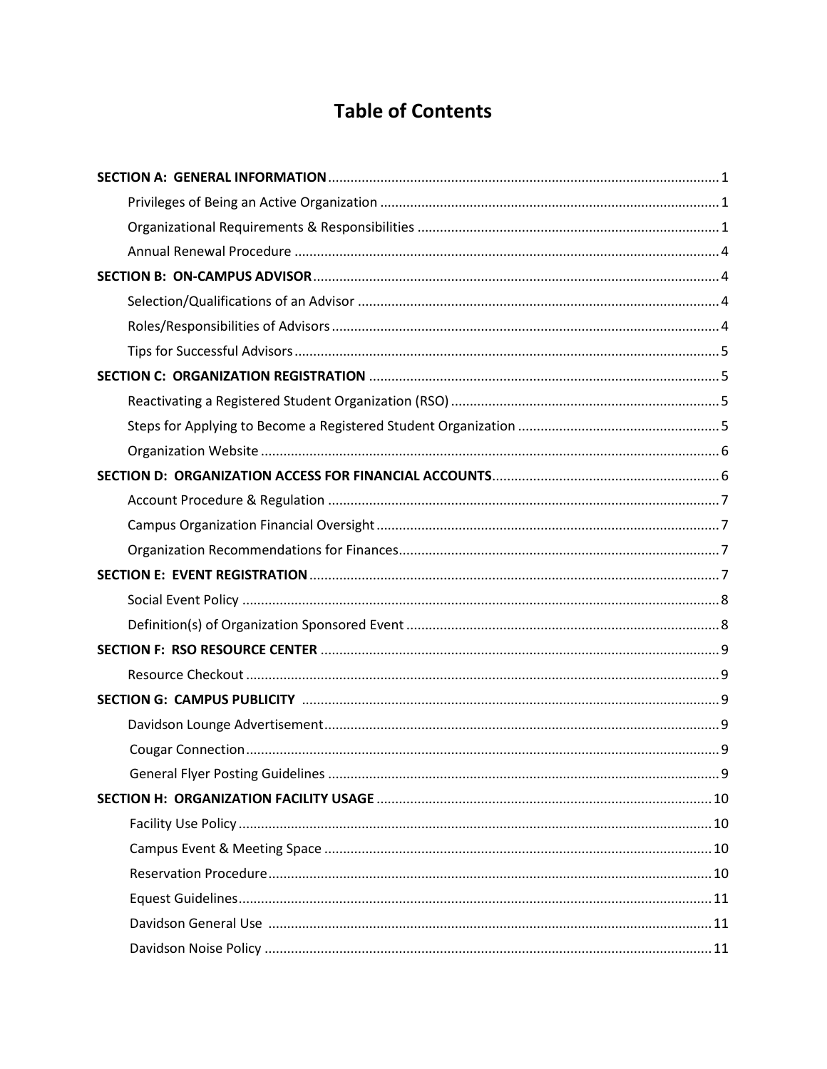# Table of Contents

**SECTION A: GENERAL INFORMATION** ........ 1

- Privileges of Being an Active Organization ........ 1
- Organizational Requirements & Responsibilities ........ 1
- Annual Renewal Procedure ........ 4

**SECTION B: ON-CAMPUS ADVISOR** ........ 4

- Selection/Qualifications of an Advisor ........ 4
- Roles/Responsibilities of Advisors ........ 4
- Tips for Successful Advisors ........ 5

**SECTION C: ORGANIZATION REGISTRATION** ........ 5

- Reactivating a Registered Student Organization (RSO) ........ 5
- Steps for Applying to Become a Registered Student Organization ........ 5
- Organization Website ........ 6

**SECTION D: ORGANIZATION ACCESS FOR FINANCIAL ACCOUNTS** ........ 6

- Account Procedure & Regulation ........ 7
- Campus Organization Financial Oversight ........ 7
- Organization Recommendations for Finances ........ 7

**SECTION E: EVENT REGISTRATION** ........ 7

- Social Event Policy ........ 8
- Definition(s) of Organization Sponsored Event ........ 8

**SECTION F: RSO RESOURCE CENTER** ........ 9

- Resource Checkout ........ 9

**SECTION G: CAMPUS PUBLICITY** ........ 9

- Davidson Lounge Advertisement ........ 9
- Cougar Connection ........ 9
- General Flyer Posting Guidelines ........ 9

**SECTION H: ORGANIZATION FACILITY USAGE** ........ 10

- Facility Use Policy ........ 10
- Campus Event & Meeting Space ........ 10
- Reservation Procedure ........ 10
- Equest Guidelines ........ 11
- Davidson General Use ........ 11
- Davidson Noise Policy ........ 11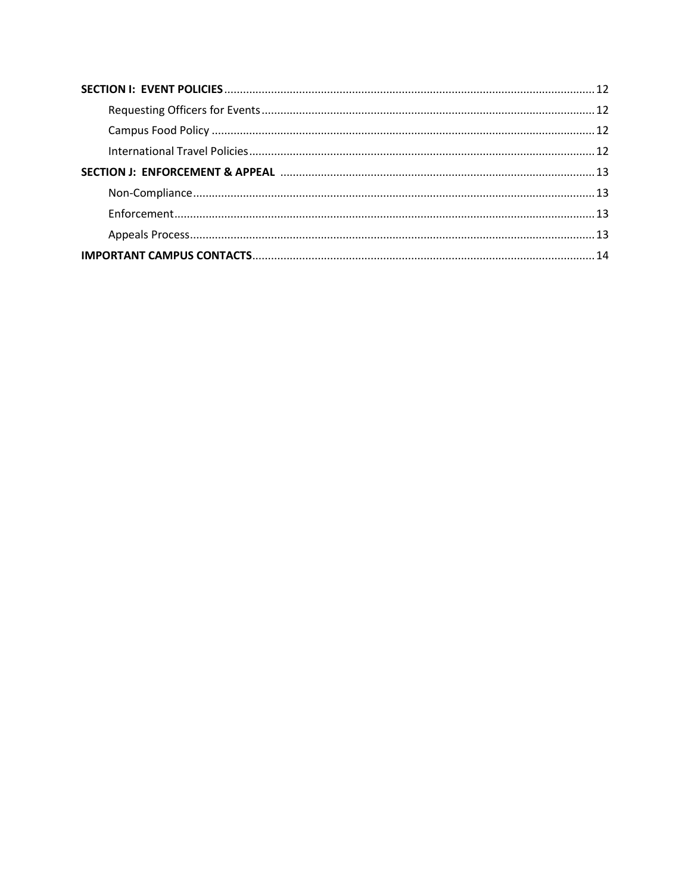**SECTION I: EVENT POLICIES** ........................................................ 12

- Requesting Officers for Events ........................................................ 12
- Campus Food Policy ........................................................ 12
- International Travel Policies ........................................................ 12

**SECTION J: ENFORCEMENT & APPEAL** ........................................................ 13

- Non-Compliance ........................................................ 13
- Enforcement ........................................................ 13
- Appeals Process ........................................................ 13

**IMPORTANT CAMPUS CONTACTS** ........................................................ 14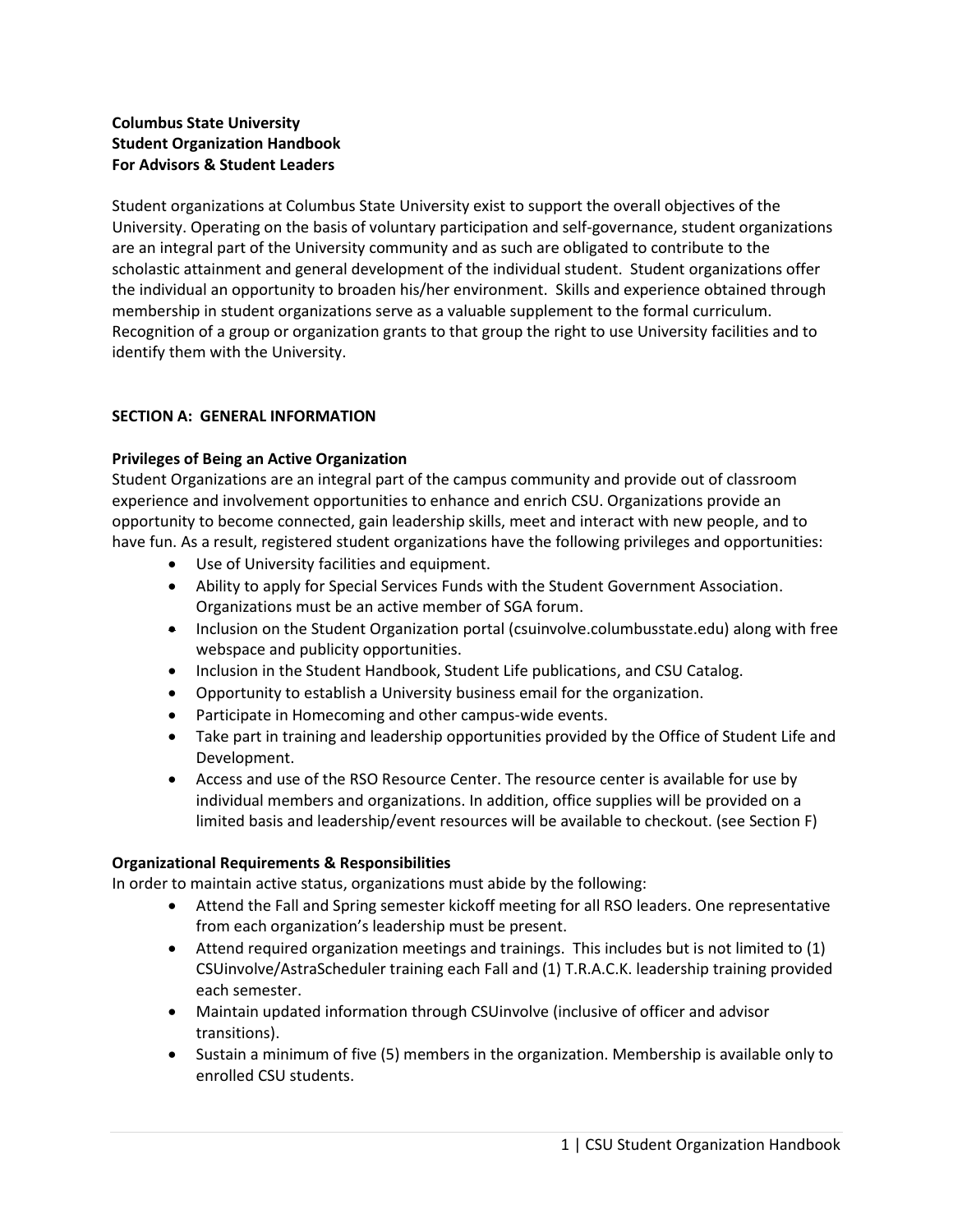**Columbus State University**
**Student Organization Handbook**
**For Advisors & Student Leaders**

Student organizations at Columbus State University exist to support the overall objectives of the University. Operating on the basis of voluntary participation and self-governance, student organizations are an integral part of the University community and as such are obligated to contribute to the scholastic attainment and general development of the individual student. Student organizations offer the individual an opportunity to broaden his/her environment. Skills and experience obtained through membership in student organizations serve as a valuable supplement to the formal curriculum. Recognition of a group or organization grants to that group the right to use University facilities and to identify them with the University.

## SECTION A: GENERAL INFORMATION

### Privileges of Being an Active Organization

Student Organizations are an integral part of the campus community and provide out of classroom experience and involvement opportunities to enhance and enrich CSU. Organizations provide an opportunity to become connected, gain leadership skills, meet and interact with new people, and to have fun. As a result, registered student organizations have the following privileges and opportunities:

- Use of University facilities and equipment.
- Ability to apply for Special Services Funds with the Student Government Association. Organizations must be an active member of SGA forum.
- Inclusion on the Student Organization portal (csuinvolve.columbusstate.edu) along with free webspace and publicity opportunities.
- Inclusion in the Student Handbook, Student Life publications, and CSU Catalog.
- Opportunity to establish a University business email for the organization.
- Participate in Homecoming and other campus-wide events.
- Take part in training and leadership opportunities provided by the Office of Student Life and Development.
- Access and use of the RSO Resource Center. The resource center is available for use by individual members and organizations. In addition, office supplies will be provided on a limited basis and leadership/event resources will be available to checkout. (see Section F)

### Organizational Requirements & Responsibilities

In order to maintain active status, organizations must abide by the following:

- Attend the Fall and Spring semester kickoff meeting for all RSO leaders. One representative from each organization's leadership must be present.
- Attend required organization meetings and trainings. This includes but is not limited to (1) CSUinvolve/AstraScheduler training each Fall and (1) T.R.A.C.K. leadership training provided each semester.
- Maintain updated information through CSUinvolve (inclusive of officer and advisor transitions).
- Sustain a minimum of five (5) members in the organization. Membership is available only to enrolled CSU students.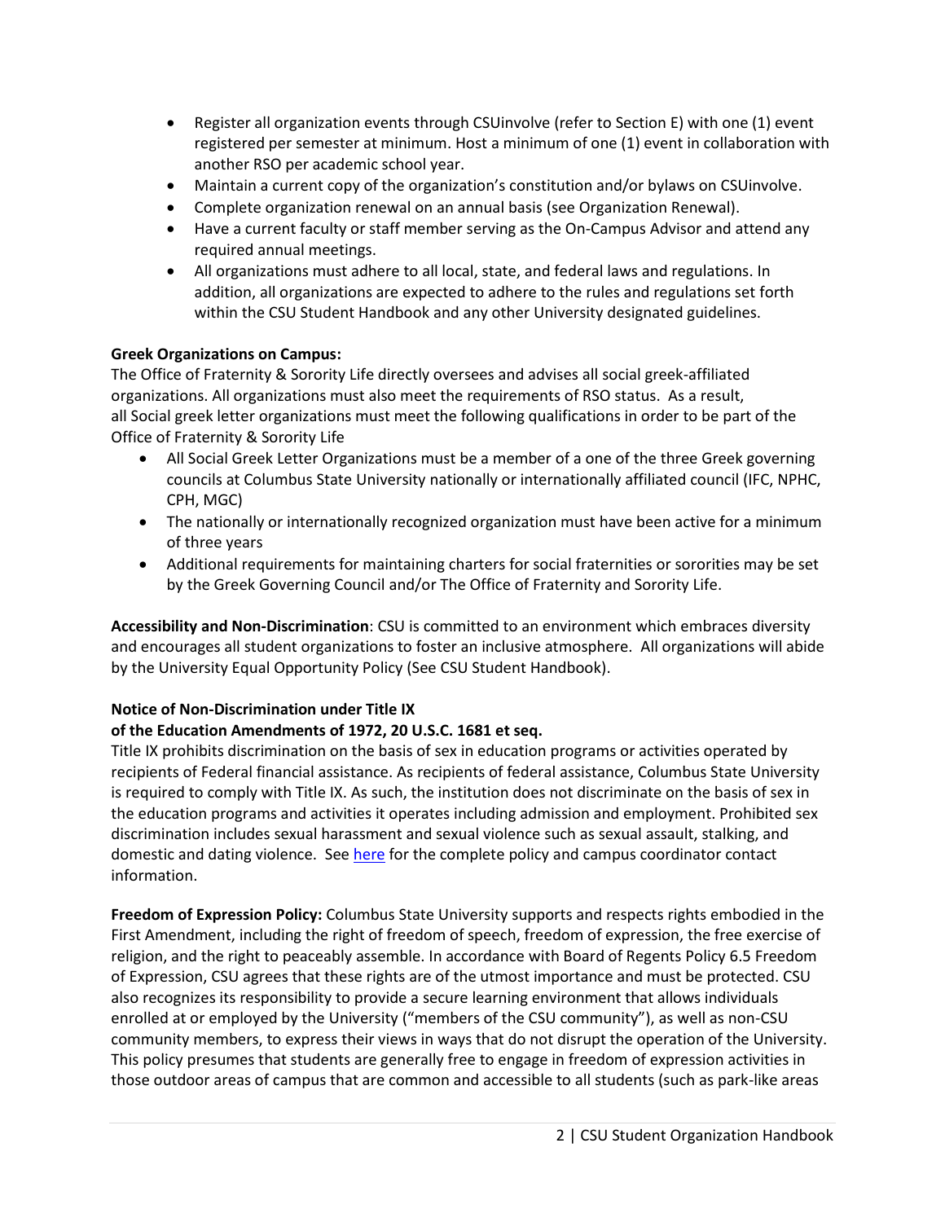- Register all organization events through CSUinvolve (refer to Section E) with one (1) event registered per semester at minimum. Host a minimum of one (1) event in collaboration with another RSO per academic school year.
- Maintain a current copy of the organization's constitution and/or bylaws on CSUinvolve.
- Complete organization renewal on an annual basis (see Organization Renewal).
- Have a current faculty or staff member serving as the On-Campus Advisor and attend any required annual meetings.
- All organizations must adhere to all local, state, and federal laws and regulations. In addition, all organizations are expected to adhere to the rules and regulations set forth within the CSU Student Handbook and any other University designated guidelines.

**Greek Organizations on Campus:**
The Office of Fraternity & Sorority Life directly oversees and advises all social greek-affiliated organizations. All organizations must also meet the requirements of RSO status. As a result, all Social greek letter organizations must meet the following qualifications in order to be part of the Office of Fraternity & Sorority Life

- All Social Greek Letter Organizations must be a member of a one of the three Greek governing councils at Columbus State University nationally or internationally affiliated council (IFC, NPHC, CPH, MGC)
- The nationally or internationally recognized organization must have been active for a minimum of three years
- Additional requirements for maintaining charters for social fraternities or sororities may be set by the Greek Governing Council and/or The Office of Fraternity and Sorority Life.

**Accessibility and Non-Discrimination**: CSU is committed to an environment which embraces diversity and encourages all student organizations to foster an inclusive atmosphere. All organizations will abide by the University Equal Opportunity Policy (See CSU Student Handbook).

**Notice of Non-Discrimination under Title IX of the Education Amendments of 1972, 20 U.S.C. 1681 et seq.**
Title IX prohibits discrimination on the basis of sex in education programs or activities operated by recipients of Federal financial assistance. As recipients of federal assistance, Columbus State University is required to comply with Title IX. As such, the institution does not discriminate on the basis of sex in the education programs and activities it operates including admission and employment. Prohibited sex discrimination includes sexual harassment and sexual violence such as sexual assault, stalking, and domestic and dating violence. See here for the complete policy and campus coordinator contact information.

**Freedom of Expression Policy:** Columbus State University supports and respects rights embodied in the First Amendment, including the right of freedom of speech, freedom of expression, the free exercise of religion, and the right to peaceably assemble. In accordance with Board of Regents Policy 6.5 Freedom of Expression, CSU agrees that these rights are of the utmost importance and must be protected. CSU also recognizes its responsibility to provide a secure learning environment that allows individuals enrolled at or employed by the University ("members of the CSU community"), as well as non-CSU community members, to express their views in ways that do not disrupt the operation of the University. This policy presumes that students are generally free to engage in freedom of expression activities in those outdoor areas of campus that are common and accessible to all students (such as park-like areas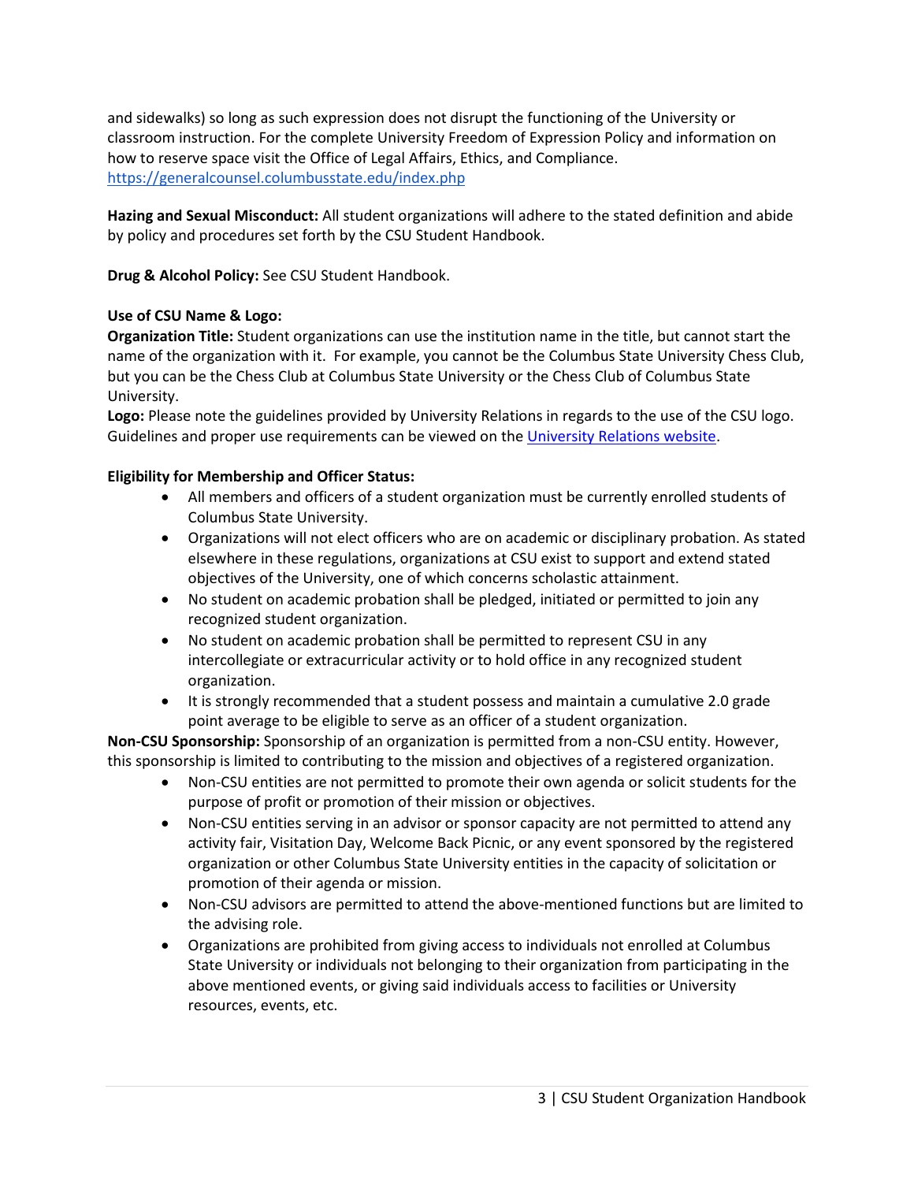and sidewalks) so long as such expression does not disrupt the functioning of the University or classroom instruction. For the complete University Freedom of Expression Policy and information on how to reserve space visit the Office of Legal Affairs, Ethics, and Compliance. https://generalcounsel.columbusstate.edu/index.php

**Hazing and Sexual Misconduct:** All student organizations will adhere to the stated definition and abide by policy and procedures set forth by the CSU Student Handbook.

**Drug & Alcohol Policy:** See CSU Student Handbook.

**Use of CSU Name & Logo:**
**Organization Title:** Student organizations can use the institution name in the title, but cannot start the name of the organization with it. For example, you cannot be the Columbus State University Chess Club, but you can be the Chess Club at Columbus State University or the Chess Club of Columbus State University.
**Logo:** Please note the guidelines provided by University Relations in regards to the use of the CSU logo. Guidelines and proper use requirements can be viewed on the University Relations website.

**Eligibility for Membership and Officer Status:**

- All members and officers of a student organization must be currently enrolled students of Columbus State University.
- Organizations will not elect officers who are on academic or disciplinary probation. As stated elsewhere in these regulations, organizations at CSU exist to support and extend stated objectives of the University, one of which concerns scholastic attainment.
- No student on academic probation shall be pledged, initiated or permitted to join any recognized student organization.
- No student on academic probation shall be permitted to represent CSU in any intercollegiate or extracurricular activity or to hold office in any recognized student organization.
- It is strongly recommended that a student possess and maintain a cumulative 2.0 grade point average to be eligible to serve as an officer of a student organization.

**Non-CSU Sponsorship:** Sponsorship of an organization is permitted from a non-CSU entity. However, this sponsorship is limited to contributing to the mission and objectives of a registered organization.

- Non-CSU entities are not permitted to promote their own agenda or solicit students for the purpose of profit or promotion of their mission or objectives.
- Non-CSU entities serving in an advisor or sponsor capacity are not permitted to attend any activity fair, Visitation Day, Welcome Back Picnic, or any event sponsored by the registered organization or other Columbus State University entities in the capacity of solicitation or promotion of their agenda or mission.
- Non-CSU advisors are permitted to attend the above-mentioned functions but are limited to the advising role.
- Organizations are prohibited from giving access to individuals not enrolled at Columbus State University or individuals not belonging to their organization from participating in the above mentioned events, or giving said individuals access to facilities or University resources, events, etc.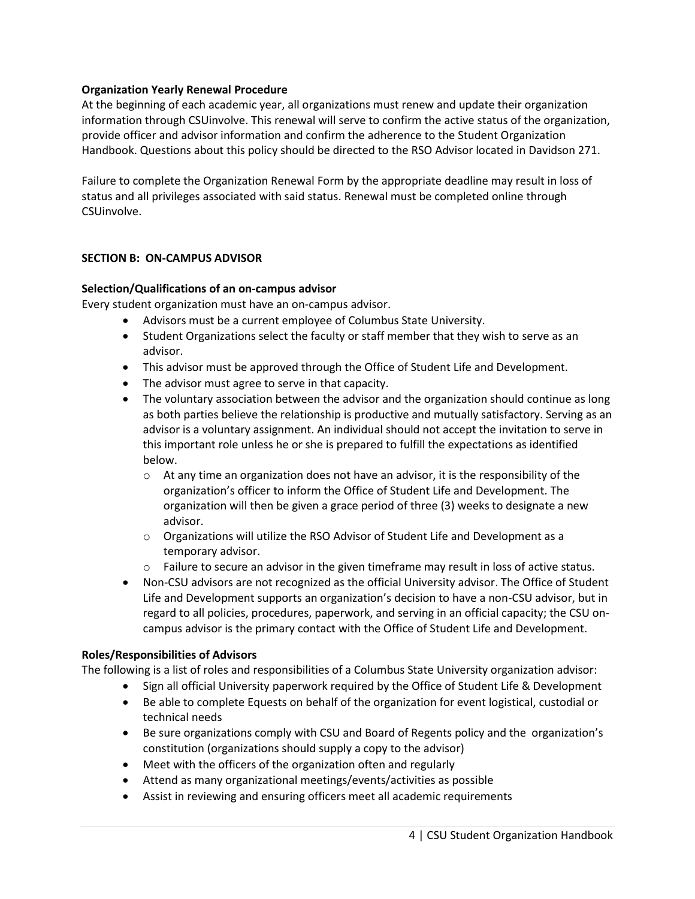**Organization Yearly Renewal Procedure**

At the beginning of each academic year, all organizations must renew and update their organization information through CSUinvolve. This renewal will serve to confirm the active status of the organization, provide officer and advisor information and confirm the adherence to the Student Organization Handbook. Questions about this policy should be directed to the RSO Advisor located in Davidson 271.

Failure to complete the Organization Renewal Form by the appropriate deadline may result in loss of status and all privileges associated with said status. Renewal must be completed online through CSUinvolve.

## SECTION B: ON-CAMPUS ADVISOR

**Selection/Qualifications of an on-campus advisor**

Every student organization must have an on-campus advisor.

- Advisors must be a current employee of Columbus State University.
- Student Organizations select the faculty or staff member that they wish to serve as an advisor.
- This advisor must be approved through the Office of Student Life and Development.
- The advisor must agree to serve in that capacity.
- The voluntary association between the advisor and the organization should continue as long as both parties believe the relationship is productive and mutually satisfactory. Serving as an advisor is a voluntary assignment. An individual should not accept the invitation to serve in this important role unless he or she is prepared to fulfill the expectations as identified below.
  - At any time an organization does not have an advisor, it is the responsibility of the organization's officer to inform the Office of Student Life and Development. The organization will then be given a grace period of three (3) weeks to designate a new advisor.
  - Organizations will utilize the RSO Advisor of Student Life and Development as a temporary advisor.
  - Failure to secure an advisor in the given timeframe may result in loss of active status.
- Non-CSU advisors are not recognized as the official University advisor. The Office of Student Life and Development supports an organization's decision to have a non-CSU advisor, but in regard to all policies, procedures, paperwork, and serving in an official capacity; the CSU on-campus advisor is the primary contact with the Office of Student Life and Development.

**Roles/Responsibilities of Advisors**

The following is a list of roles and responsibilities of a Columbus State University organization advisor:

- Sign all official University paperwork required by the Office of Student Life & Development
- Be able to complete Equests on behalf of the organization for event logistical, custodial or technical needs
- Be sure organizations comply with CSU and Board of Regents policy and the organization's constitution (organizations should supply a copy to the advisor)
- Meet with the officers of the organization often and regularly
- Attend as many organizational meetings/events/activities as possible
- Assist in reviewing and ensuring officers meet all academic requirements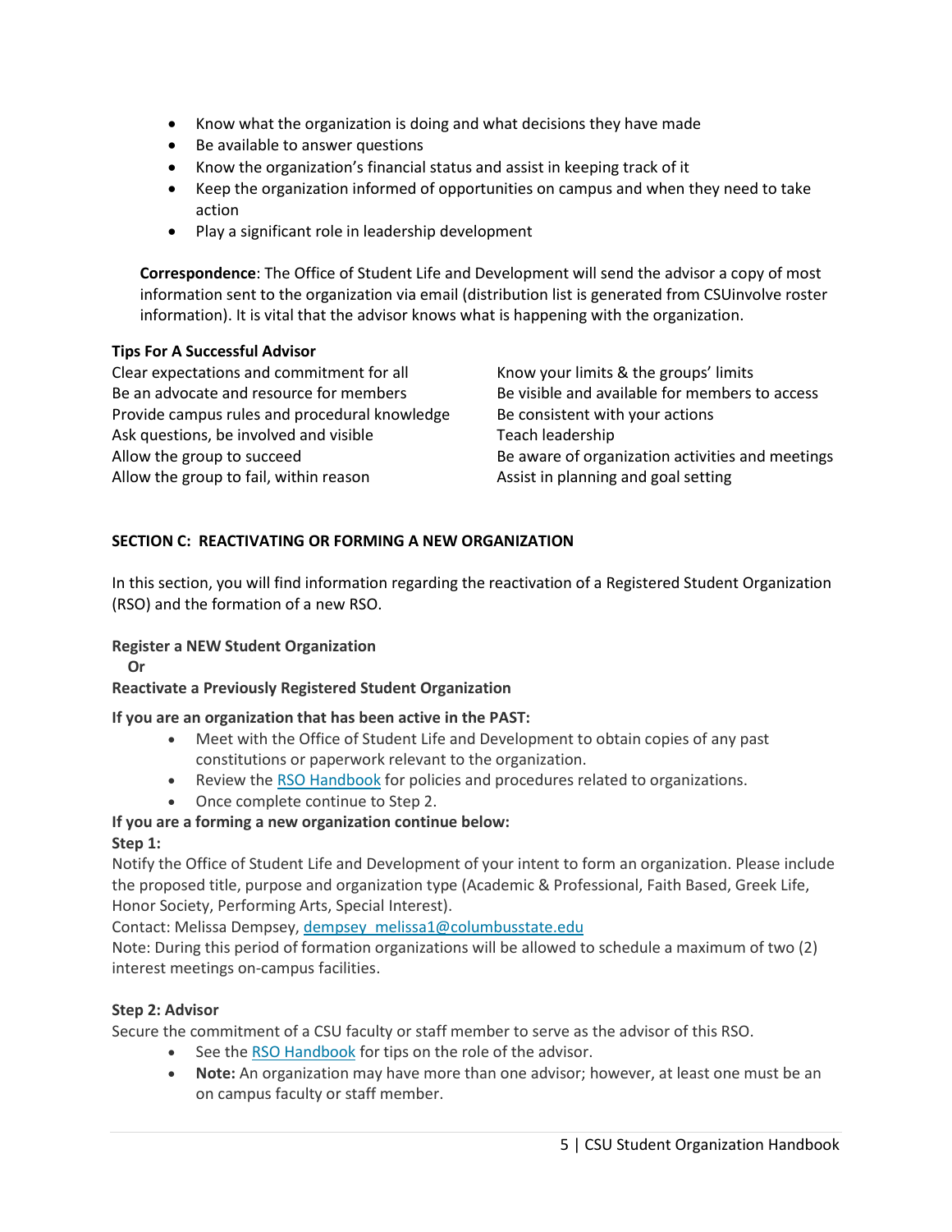- Know what the organization is doing and what decisions they have made
- Be available to answer questions
- Know the organization's financial status and assist in keeping track of it
- Keep the organization informed of opportunities on campus and when they need to take action
- Play a significant role in leadership development

**Correspondence**: The Office of Student Life and Development will send the advisor a copy of most information sent to the organization via email (distribution list is generated from CSUinvolve roster information). It is vital that the advisor knows what is happening with the organization.

**Tips For A Successful Advisor**

Clear expectations and commitment for all
Be an advocate and resource for members
Provide campus rules and procedural knowledge
Ask questions, be involved and visible
Allow the group to succeed
Allow the group to fail, within reason
Know your limits & the groups' limits
Be visible and available for members to access
Be consistent with your actions
Teach leadership
Be aware of organization activities and meetings
Assist in planning and goal setting

## SECTION C: REACTIVATING OR FORMING A NEW ORGANIZATION

In this section, you will find information regarding the reactivation of a Registered Student Organization (RSO) and the formation of a new RSO.

**Register a NEW Student Organization**
**Or**
**Reactivate a Previously Registered Student Organization**

**If you are an organization that has been active in the PAST:**

- Meet with the Office of Student Life and Development to obtain copies of any past constitutions or paperwork relevant to the organization.
- Review the RSO Handbook for policies and procedures related to organizations.
- Once complete continue to Step 2.

**If you are a forming a new organization continue below:**

**Step 1:**

Notify the Office of Student Life and Development of your intent to form an organization. Please include the proposed title, purpose and organization type (Academic & Professional, Faith Based, Greek Life, Honor Society, Performing Arts, Special Interest).

Contact: Melissa Dempsey, dempsey_melissa1@columbusstate.edu

Note: During this period of formation organizations will be allowed to schedule a maximum of two (2) interest meetings on-campus facilities.

**Step 2: Advisor**

Secure the commitment of a CSU faculty or staff member to serve as the advisor of this RSO.

- See the RSO Handbook for tips on the role of the advisor.
- **Note:** An organization may have more than one advisor; however, at least one must be an on campus faculty or staff member.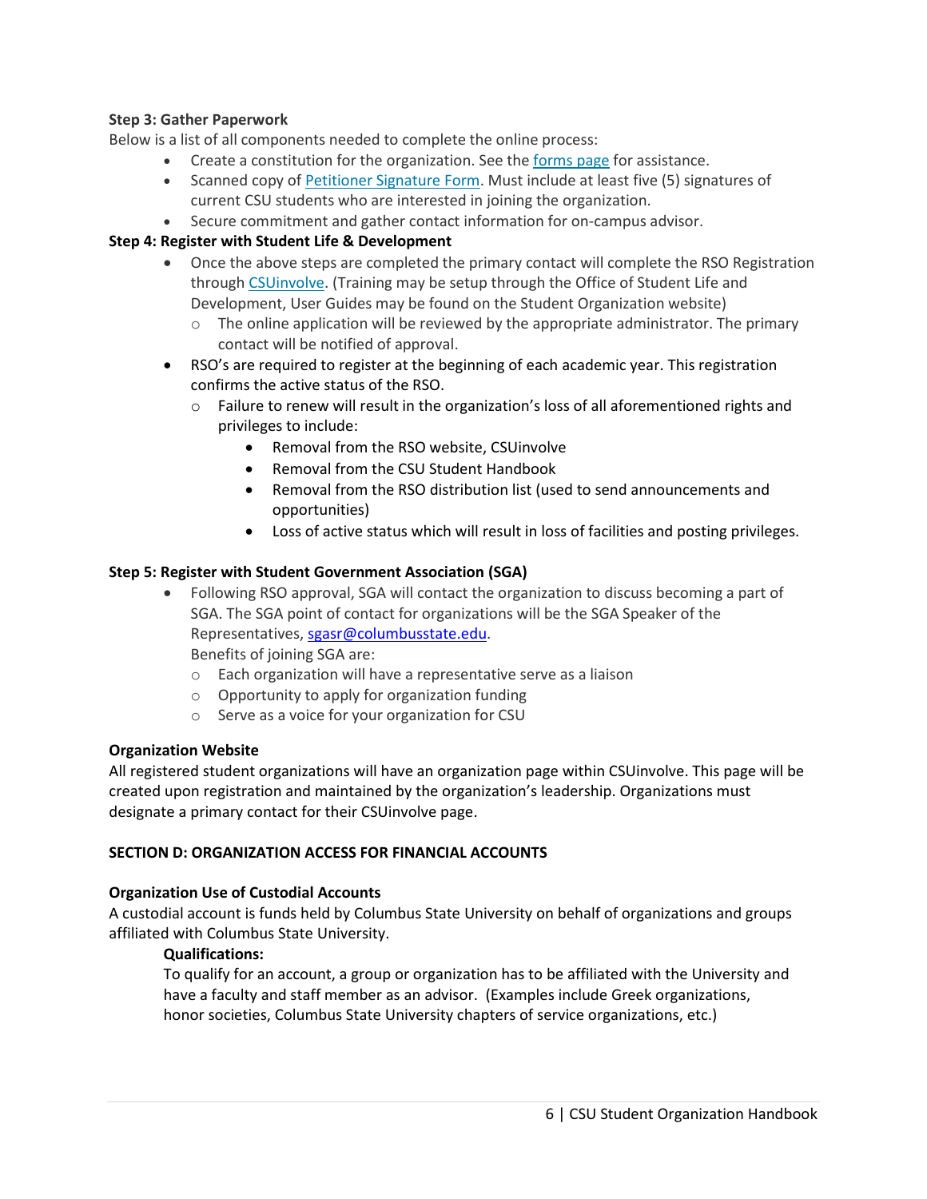**Step 3: Gather Paperwork**

Below is a list of all components needed to complete the online process:

- Create a constitution for the organization. See the forms page for assistance.
- Scanned copy of Petitioner Signature Form. Must include at least five (5) signatures of current CSU students who are interested in joining the organization.
- Secure commitment and gather contact information for on-campus advisor.

**Step 4: Register with Student Life & Development**

- Once the above steps are completed the primary contact will complete the RSO Registration through CSUinvolve. (Training may be setup through the Office of Student Life and Development, User Guides may be found on the Student Organization website)
  - The online application will be reviewed by the appropriate administrator. The primary contact will be notified of approval.
- RSO's are required to register at the beginning of each academic year. This registration confirms the active status of the RSO.
  - Failure to renew will result in the organization's loss of all aforementioned rights and privileges to include:
    - Removal from the RSO website, CSUinvolve
    - Removal from the CSU Student Handbook
    - Removal from the RSO distribution list (used to send announcements and opportunities)
    - Loss of active status which will result in loss of facilities and posting privileges.

**Step 5: Register with Student Government Association (SGA)**

- Following RSO approval, SGA will contact the organization to discuss becoming a part of SGA. The SGA point of contact for organizations will be the SGA Speaker of the Representatives, sgasr@columbusstate.edu.

  Benefits of joining SGA are:
  - Each organization will have a representative serve as a liaison
  - Opportunity to apply for organization funding
  - Serve as a voice for your organization for CSU

**Organization Website**

All registered student organizations will have an organization page within CSUinvolve. This page will be created upon registration and maintained by the organization's leadership. Organizations must designate a primary contact for their CSUinvolve page.

## SECTION D: ORGANIZATION ACCESS FOR FINANCIAL ACCOUNTS

**Organization Use of Custodial Accounts**

A custodial account is funds held by Columbus State University on behalf of organizations and groups affiliated with Columbus State University.

**Qualifications:**

To qualify for an account, a group or organization has to be affiliated with the University and have a faculty and staff member as an advisor. (Examples include Greek organizations, honor societies, Columbus State University chapters of service organizations, etc.)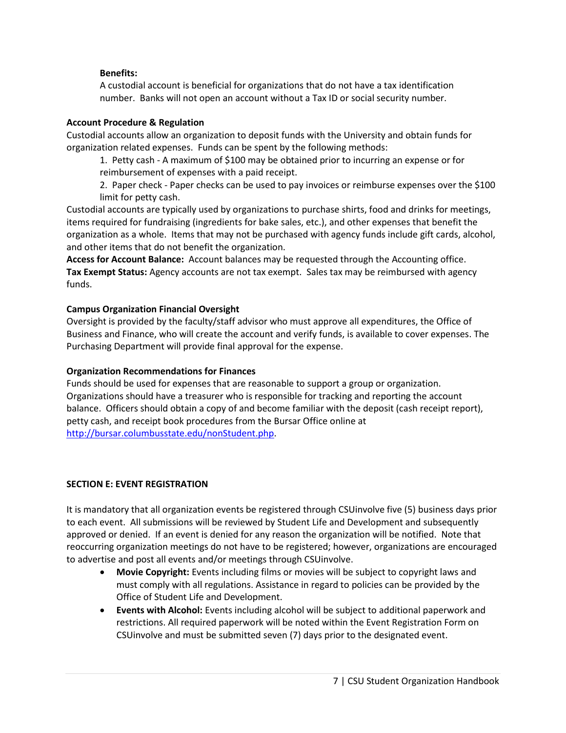**Benefits:**

A custodial account is beneficial for organizations that do not have a tax identification number. Banks will not open an account without a Tax ID or social security number.

**Account Procedure & Regulation**

Custodial accounts allow an organization to deposit funds with the University and obtain funds for organization related expenses. Funds can be spent by the following methods:

1. Petty cash - A maximum of $100 may be obtained prior to incurring an expense or for reimbursement of expenses with a paid receipt.
2. Paper check - Paper checks can be used to pay invoices or reimburse expenses over the $100 limit for petty cash.

Custodial accounts are typically used by organizations to purchase shirts, food and drinks for meetings, items required for fundraising (ingredients for bake sales, etc.), and other expenses that benefit the organization as a whole. Items that may not be purchased with agency funds include gift cards, alcohol, and other items that do not benefit the organization.

**Access for Account Balance:** Account balances may be requested through the Accounting office.

**Tax Exempt Status:** Agency accounts are not tax exempt. Sales tax may be reimbursed with agency funds.

**Campus Organization Financial Oversight**

Oversight is provided by the faculty/staff advisor who must approve all expenditures, the Office of Business and Finance, who will create the account and verify funds, is available to cover expenses. The Purchasing Department will provide final approval for the expense.

**Organization Recommendations for Finances**

Funds should be used for expenses that are reasonable to support a group or organization. Organizations should have a treasurer who is responsible for tracking and reporting the account balance. Officers should obtain a copy of and become familiar with the deposit (cash receipt report), petty cash, and receipt book procedures from the Bursar Office online at http://bursar.columbusstate.edu/nonStudent.php.

## SECTION E: EVENT REGISTRATION

It is mandatory that all organization events be registered through CSUinvolve five (5) business days prior to each event. All submissions will be reviewed by Student Life and Development and subsequently approved or denied. If an event is denied for any reason the organization will be notified. Note that reoccurring organization meetings do not have to be registered; however, organizations are encouraged to advertise and post all events and/or meetings through CSUinvolve.

- **Movie Copyright:** Events including films or movies will be subject to copyright laws and must comply with all regulations. Assistance in regard to policies can be provided by the Office of Student Life and Development.
- **Events with Alcohol:** Events including alcohol will be subject to additional paperwork and restrictions. All required paperwork will be noted within the Event Registration Form on CSUinvolve and must be submitted seven (7) days prior to the designated event.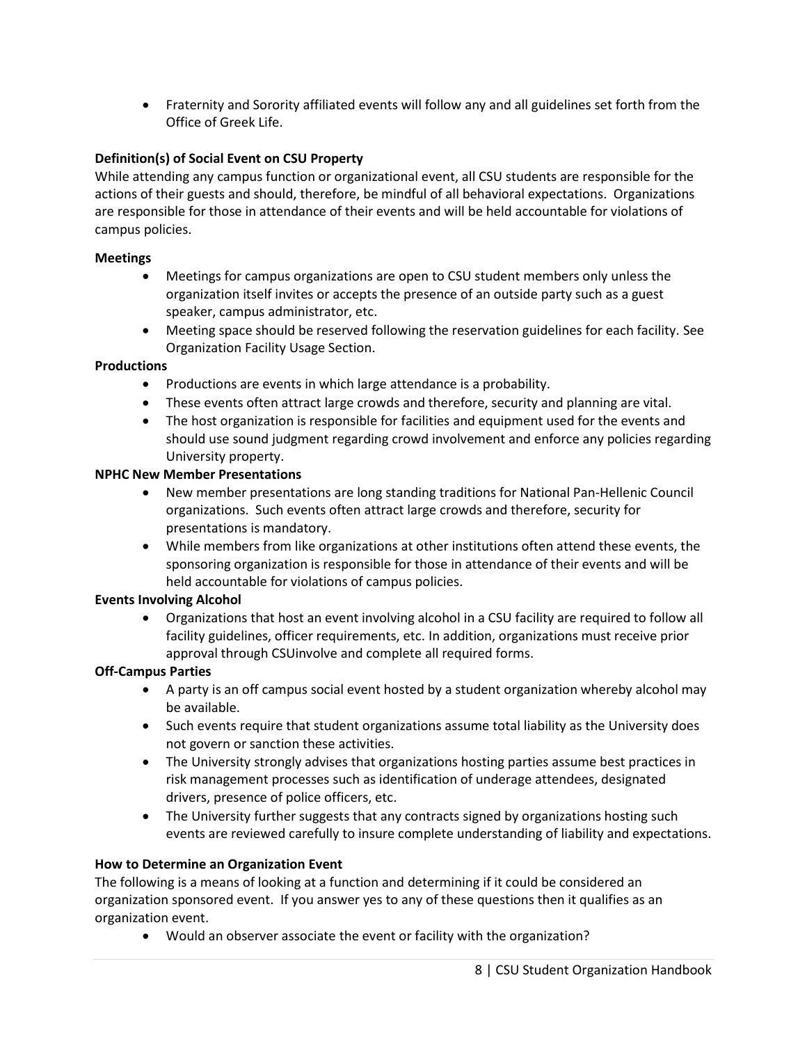- Fraternity and Sorority affiliated events will follow any and all guidelines set forth from the Office of Greek Life.

**Definition(s) of Social Event on CSU Property**

While attending any campus function or organizational event, all CSU students are responsible for the actions of their guests and should, therefore, be mindful of all behavioral expectations. Organizations are responsible for those in attendance of their events and will be held accountable for violations of campus policies.

**Meetings**

- Meetings for campus organizations are open to CSU student members only unless the organization itself invites or accepts the presence of an outside party such as a guest speaker, campus administrator, etc.
- Meeting space should be reserved following the reservation guidelines for each facility. See Organization Facility Usage Section.

**Productions**

- Productions are events in which large attendance is a probability.
- These events often attract large crowds and therefore, security and planning are vital.
- The host organization is responsible for facilities and equipment used for the events and should use sound judgment regarding crowd involvement and enforce any policies regarding University property.

**NPHC New Member Presentations**

- New member presentations are long standing traditions for National Pan-Hellenic Council organizations. Such events often attract large crowds and therefore, security for presentations is mandatory.
- While members from like organizations at other institutions often attend these events, the sponsoring organization is responsible for those in attendance of their events and will be held accountable for violations of campus policies.

**Events Involving Alcohol**

- Organizations that host an event involving alcohol in a CSU facility are required to follow all facility guidelines, officer requirements, etc. In addition, organizations must receive prior approval through CSUinvolve and complete all required forms.

**Off-Campus Parties**

- A party is an off campus social event hosted by a student organization whereby alcohol may be available.
- Such events require that student organizations assume total liability as the University does not govern or sanction these activities.
- The University strongly advises that organizations hosting parties assume best practices in risk management processes such as identification of underage attendees, designated drivers, presence of police officers, etc.
- The University further suggests that any contracts signed by organizations hosting such events are reviewed carefully to insure complete understanding of liability and expectations.

**How to Determine an Organization Event**

The following is a means of looking at a function and determining if it could be considered an organization sponsored event. If you answer yes to any of these questions then it qualifies as an organization event.

- Would an observer associate the event or facility with the organization?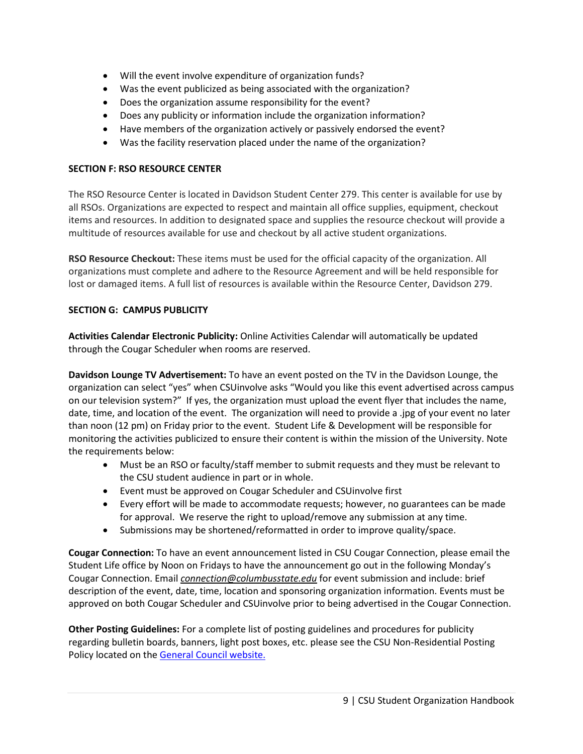- Will the event involve expenditure of organization funds?
- Was the event publicized as being associated with the organization?
- Does the organization assume responsibility for the event?
- Does any publicity or information include the organization information?
- Have members of the organization actively or passively endorsed the event?
- Was the facility reservation placed under the name of the organization?

### SECTION F: RSO RESOURCE CENTER

The RSO Resource Center is located in Davidson Student Center 279. This center is available for use by all RSOs. Organizations are expected to respect and maintain all office supplies, equipment, checkout items and resources. In addition to designated space and supplies the resource checkout will provide a multitude of resources available for use and checkout by all active student organizations.

**RSO Resource Checkout:** These items must be used for the official capacity of the organization. All organizations must complete and adhere to the Resource Agreement and will be held responsible for lost or damaged items. A full list of resources is available within the Resource Center, Davidson 279.

### SECTION G: CAMPUS PUBLICITY

**Activities Calendar Electronic Publicity:** Online Activities Calendar will automatically be updated through the Cougar Scheduler when rooms are reserved.

**Davidson Lounge TV Advertisement:** To have an event posted on the TV in the Davidson Lounge, the organization can select "yes" when CSUinvolve asks "Would you like this event advertised across campus on our television system?" If yes, the organization must upload the event flyer that includes the name, date, time, and location of the event. The organization will need to provide a .jpg of your event no later than noon (12 pm) on Friday prior to the event. Student Life & Development will be responsible for monitoring the activities publicized to ensure their content is within the mission of the University. Note the requirements below:

- Must be an RSO or faculty/staff member to submit requests and they must be relevant to the CSU student audience in part or in whole.
- Event must be approved on Cougar Scheduler and CSUinvolve first
- Every effort will be made to accommodate requests; however, no guarantees can be made for approval. We reserve the right to upload/remove any submission at any time.
- Submissions may be shortened/reformatted in order to improve quality/space.

**Cougar Connection:** To have an event announcement listed in CSU Cougar Connection, please email the Student Life office by Noon on Fridays to have the announcement go out in the following Monday's Cougar Connection. Email ***connection@columbusstate.edu*** for event submission and include: brief description of the event, date, time, location and sponsoring organization information. Events must be approved on both Cougar Scheduler and CSUinvolve prior to being advertised in the Cougar Connection.

**Other Posting Guidelines:** For a complete list of posting guidelines and procedures for publicity regarding bulletin boards, banners, light post boxes, etc. please see the CSU Non-Residential Posting Policy located on the General Council website.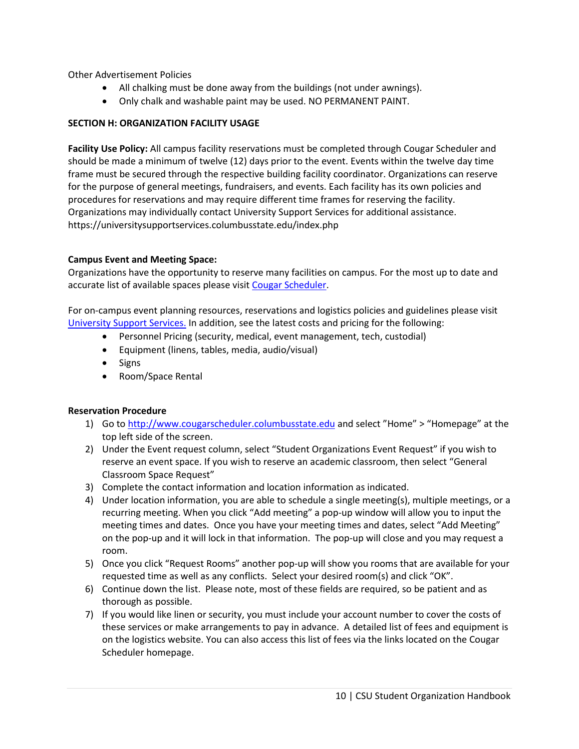Other Advertisement Policies

- All chalking must be done away from the buildings (not under awnings).
- Only chalk and washable paint may be used. NO PERMANENT PAINT.

## SECTION H: ORGANIZATION FACILITY USAGE

**Facility Use Policy:** All campus facility reservations must be completed through Cougar Scheduler and should be made a minimum of twelve (12) days prior to the event. Events within the twelve day time frame must be secured through the respective building facility coordinator. Organizations can reserve for the purpose of general meetings, fundraisers, and events. Each facility has its own policies and procedures for reservations and may require different time frames for reserving the facility. Organizations may individually contact University Support Services for additional assistance. https://universitysupportservices.columbusstate.edu/index.php

**Campus Event and Meeting Space:**
Organizations have the opportunity to reserve many facilities on campus. For the most up to date and accurate list of available spaces please visit Cougar Scheduler.

For on-campus event planning resources, reservations and logistics policies and guidelines please visit University Support Services. In addition, see the latest costs and pricing for the following:

- Personnel Pricing (security, medical, event management, tech, custodial)
- Equipment (linens, tables, media, audio/visual)
- Signs
- Room/Space Rental

**Reservation Procedure**

1) Go to http://www.cougarscheduler.columbusstate.edu and select "Home" > "Homepage" at the top left side of the screen.
2) Under the Event request column, select "Student Organizations Event Request" if you wish to reserve an event space. If you wish to reserve an academic classroom, then select "General Classroom Space Request"
3) Complete the contact information and location information as indicated.
4) Under location information, you are able to schedule a single meeting(s), multiple meetings, or a recurring meeting. When you click "Add meeting" a pop-up window will allow you to input the meeting times and dates. Once you have your meeting times and dates, select "Add Meeting" on the pop-up and it will lock in that information. The pop-up will close and you may request a room.
5) Once you click "Request Rooms" another pop-up will show you rooms that are available for your requested time as well as any conflicts. Select your desired room(s) and click "OK".
6) Continue down the list. Please note, most of these fields are required, so be patient and as thorough as possible.
7) If you would like linen or security, you must include your account number to cover the costs of these services or make arrangements to pay in advance. A detailed list of fees and equipment is on the logistics website. You can also access this list of fees via the links located on the Cougar Scheduler homepage.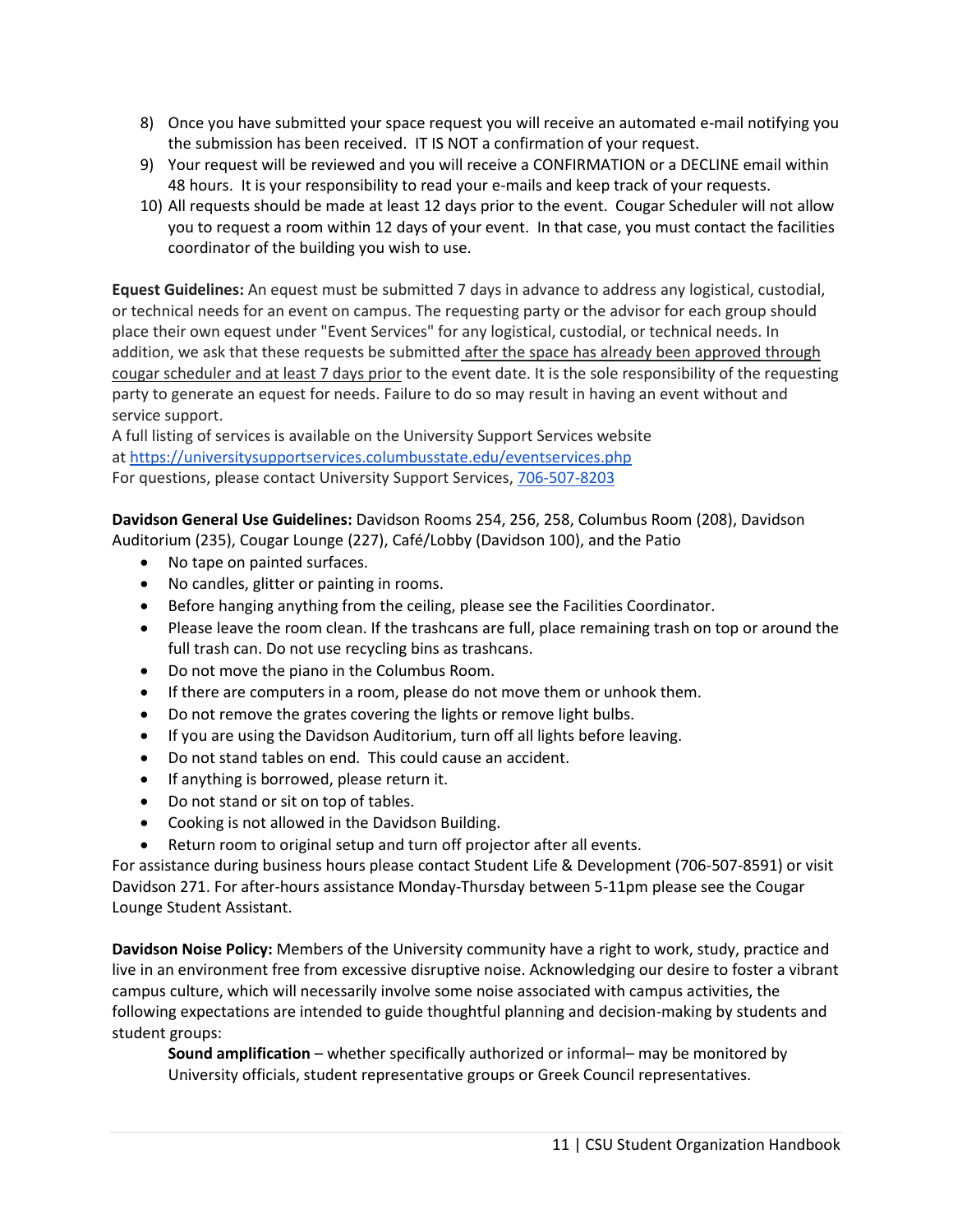8) Once you have submitted your space request you will receive an automated e-mail notifying you the submission has been received. IT IS NOT a confirmation of your request.
9) Your request will be reviewed and you will receive a CONFIRMATION or a DECLINE email within 48 hours. It is your responsibility to read your e-mails and keep track of your requests.
10) All requests should be made at least 12 days prior to the event. Cougar Scheduler will not allow you to request a room within 12 days of your event. In that case, you must contact the facilities coordinator of the building you wish to use.

**Equest Guidelines:** An equest must be submitted 7 days in advance to address any logistical, custodial, or technical needs for an event on campus. The requesting party or the advisor for each group should place their own equest under "Event Services" for any logistical, custodial, or technical needs. In addition, we ask that these requests be submitted after the space has already been approved through cougar scheduler and at least 7 days prior to the event date. It is the sole responsibility of the requesting party to generate an equest for needs. Failure to do so may result in having an event without and service support.
A full listing of services is available on the University Support Services website at [https://universitysupportservices.columbusstate.edu/eventservices.php](https://universitysupportservices.columbusstate.edu/eventservices.php)
For questions, please contact University Support Services, 706-507-8203

**Davidson General Use Guidelines:** Davidson Rooms 254, 256, 258, Columbus Room (208), Davidson Auditorium (235), Cougar Lounge (227), Café/Lobby (Davidson 100), and the Patio

- No tape on painted surfaces.
- No candles, glitter or painting in rooms.
- Before hanging anything from the ceiling, please see the Facilities Coordinator.
- Please leave the room clean. If the trashcans are full, place remaining trash on top or around the full trash can. Do not use recycling bins as trashcans.
- Do not move the piano in the Columbus Room.
- If there are computers in a room, please do not move them or unhook them.
- Do not remove the grates covering the lights or remove light bulbs.
- If you are using the Davidson Auditorium, turn off all lights before leaving.
- Do not stand tables on end. This could cause an accident.
- If anything is borrowed, please return it.
- Do not stand or sit on top of tables.
- Cooking is not allowed in the Davidson Building.
- Return room to original setup and turn off projector after all events.

For assistance during business hours please contact Student Life & Development (706-507-8591) or visit Davidson 271. For after-hours assistance Monday-Thursday between 5-11pm please see the Cougar Lounge Student Assistant.

**Davidson Noise Policy:** Members of the University community have a right to work, study, practice and live in an environment free from excessive disruptive noise. Acknowledging our desire to foster a vibrant campus culture, which will necessarily involve some noise associated with campus activities, the following expectations are intended to guide thoughtful planning and decision-making by students and student groups:

**Sound amplification** – whether specifically authorized or informal– may be monitored by University officials, student representative groups or Greek Council representatives.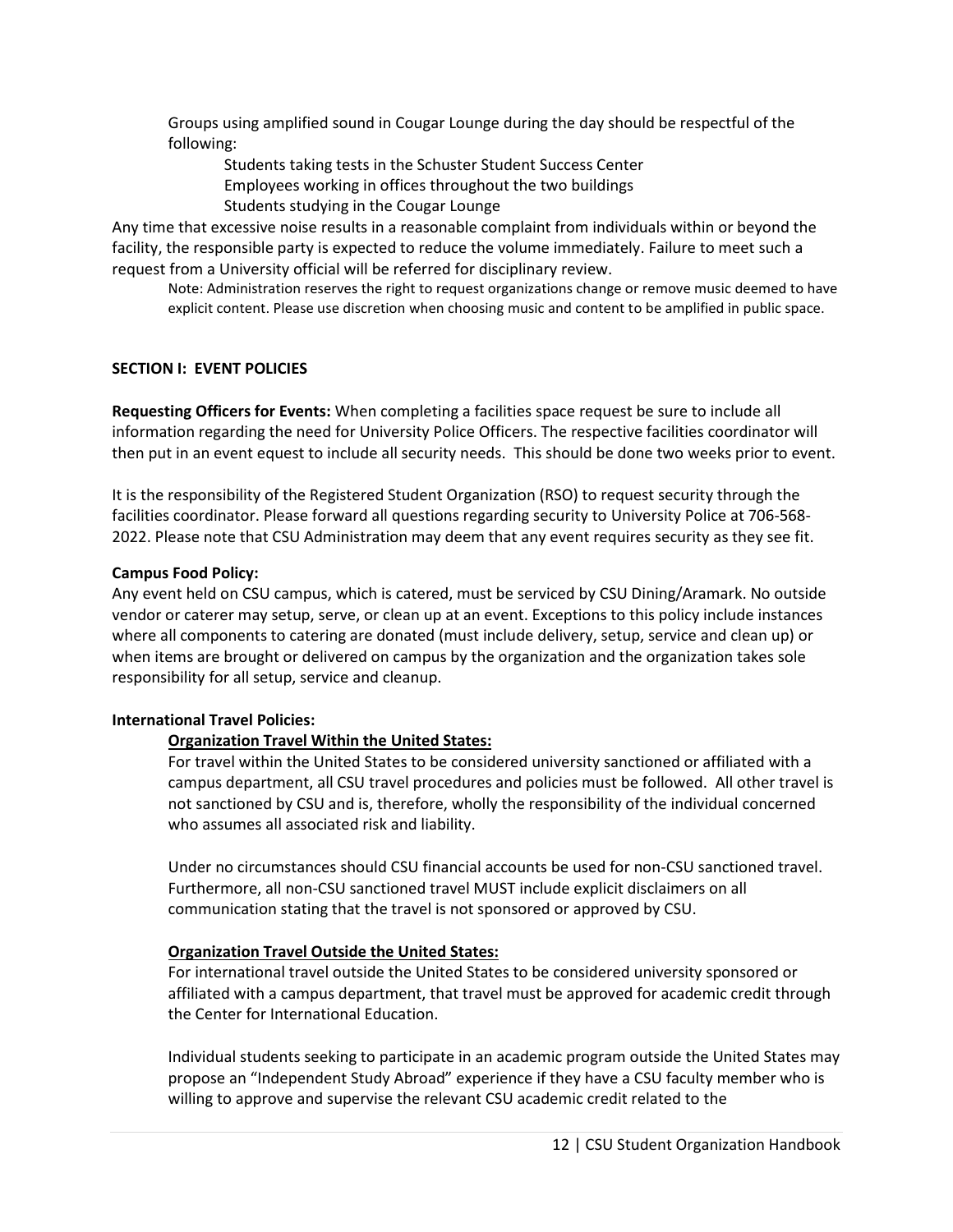Groups using amplified sound in Cougar Lounge during the day should be respectful of the following:

Students taking tests in the Schuster Student Success Center
Employees working in offices throughout the two buildings
Students studying in the Cougar Lounge

Any time that excessive noise results in a reasonable complaint from individuals within or beyond the facility, the responsible party is expected to reduce the volume immediately. Failure to meet such a request from a University official will be referred for disciplinary review.

Note: Administration reserves the right to request organizations change or remove music deemed to have explicit content. Please use discretion when choosing music and content to be amplified in public space.

## SECTION I: EVENT POLICIES

**Requesting Officers for Events:** When completing a facilities space request be sure to include all information regarding the need for University Police Officers. The respective facilities coordinator will then put in an event equest to include all security needs. This should be done two weeks prior to event.

It is the responsibility of the Registered Student Organization (RSO) to request security through the facilities coordinator. Please forward all questions regarding security to University Police at 706-568-2022. Please note that CSU Administration may deem that any event requires security as they see fit.

**Campus Food Policy:**
Any event held on CSU campus, which is catered, must be serviced by CSU Dining/Aramark. No outside vendor or caterer may setup, serve, or clean up at an event. Exceptions to this policy include instances where all components to catering are donated (must include delivery, setup, service and clean up) or when items are brought or delivered on campus by the organization and the organization takes sole responsibility for all setup, service and cleanup.

**International Travel Policies:**

**Organization Travel Within the United States:**

For travel within the United States to be considered university sanctioned or affiliated with a campus department, all CSU travel procedures and policies must be followed. All other travel is not sanctioned by CSU and is, therefore, wholly the responsibility of the individual concerned who assumes all associated risk and liability.

Under no circumstances should CSU financial accounts be used for non-CSU sanctioned travel. Furthermore, all non-CSU sanctioned travel MUST include explicit disclaimers on all communication stating that the travel is not sponsored or approved by CSU.

**Organization Travel Outside the United States:**

For international travel outside the United States to be considered university sponsored or affiliated with a campus department, that travel must be approved for academic credit through the Center for International Education.

Individual students seeking to participate in an academic program outside the United States may propose an "Independent Study Abroad" experience if they have a CSU faculty member who is willing to approve and supervise the relevant CSU academic credit related to the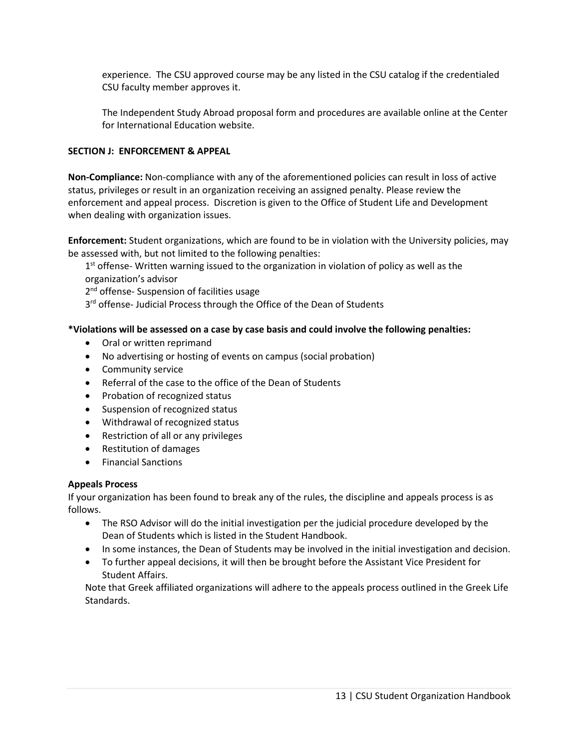experience. The CSU approved course may be any listed in the CSU catalog if the credentialed CSU faculty member approves it.

The Independent Study Abroad proposal form and procedures are available online at the Center for International Education website.

**SECTION J: ENFORCEMENT & APPEAL**

**Non-Compliance:** Non-compliance with any of the aforementioned policies can result in loss of active status, privileges or result in an organization receiving an assigned penalty. Please review the enforcement and appeal process. Discretion is given to the Office of Student Life and Development when dealing with organization issues.

**Enforcement:** Student organizations, which are found to be in violation with the University policies, may be assessed with, but not limited to the following penalties:

1st offense- Written warning issued to the organization in violation of policy as well as the organization's advisor

2nd offense- Suspension of facilities usage

3rd offense- Judicial Process through the Office of the Dean of Students

**\*Violations will be assessed on a case by case basis and could involve the following penalties:**

- Oral or written reprimand
- No advertising or hosting of events on campus (social probation)
- Community service
- Referral of the case to the office of the Dean of Students
- Probation of recognized status
- Suspension of recognized status
- Withdrawal of recognized status
- Restriction of all or any privileges
- Restitution of damages
- Financial Sanctions

**Appeals Process**

If your organization has been found to break any of the rules, the discipline and appeals process is as follows.

- The RSO Advisor will do the initial investigation per the judicial procedure developed by the Dean of Students which is listed in the Student Handbook.
- In some instances, the Dean of Students may be involved in the initial investigation and decision.
- To further appeal decisions, it will then be brought before the Assistant Vice President for Student Affairs.

Note that Greek affiliated organizations will adhere to the appeals process outlined in the Greek Life Standards.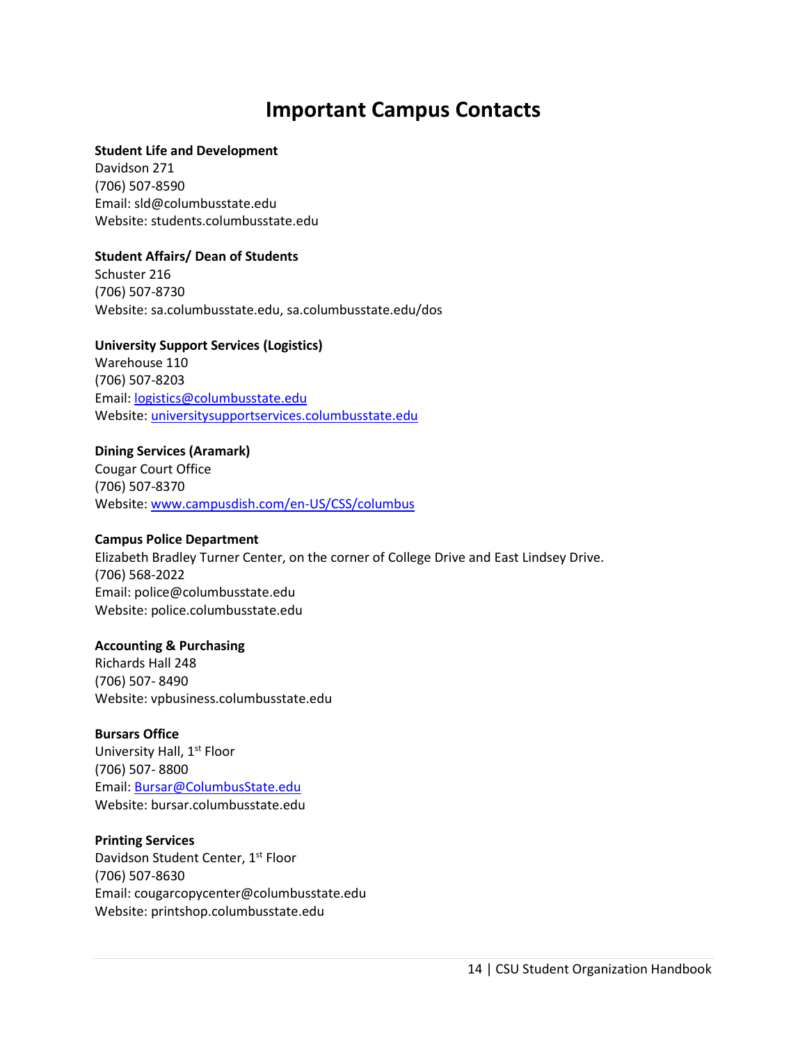# Important Campus Contacts

**Student Life and Development**
Davidson 271
(706) 507-8590
Email: sld@columbusstate.edu
Website: students.columbusstate.edu

**Student Affairs/ Dean of Students**
Schuster 216
(706) 507-8730
Website: sa.columbusstate.edu, sa.columbusstate.edu/dos

**University Support Services (Logistics)**
Warehouse 110
(706) 507-8203
Email: logistics@columbusstate.edu
Website: universitysupportservices.columbusstate.edu

**Dining Services (Aramark)**
Cougar Court Office
(706) 507-8370
Website: www.campusdish.com/en-US/CSS/columbus

**Campus Police Department**
Elizabeth Bradley Turner Center, on the corner of College Drive and East Lindsey Drive.
(706) 568-2022
Email: police@columbusstate.edu
Website: police.columbusstate.edu

**Accounting & Purchasing**
Richards Hall 248
(706) 507- 8490
Website: vpbusiness.columbusstate.edu

**Bursars Office**
University Hall, 1st Floor
(706) 507- 8800
Email: Bursar@ColumbusState.edu
Website: bursar.columbusstate.edu

**Printing Services**
Davidson Student Center, 1st Floor
(706) 507-8630
Email: cougarcopycenter@columbusstate.edu
Website: printshop.columbusstate.edu